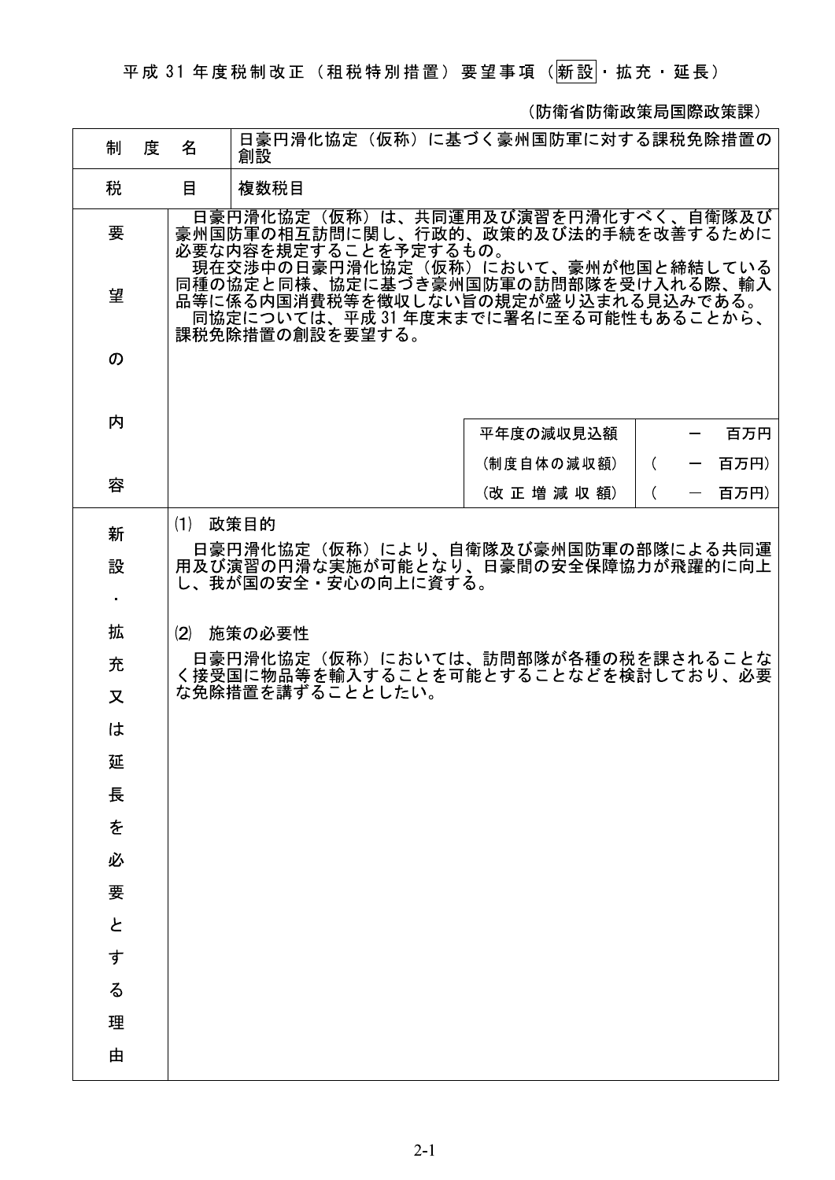平成 31 年度税制改正（租税特別措置）要望事項（新設・拡充・延長）

（防衛省防衛政策局国際政策課）

| 制度名 | 日豪円滑化協定（仮称）に基づく豪州国防軍に対する課税免除措置の創設 |
|---|---|
| 税目 | 複数税目 |
| 要望の内容 | 日豪円滑化協定（仮称）は、共同運用及び演習を円滑化すべく、自衛隊及び豪州国防軍の相互訪問に関し、行政的、政策的及び法的手続を改善するために必要な内容を規定することを予定するもの。<br>現在交渉中の日豪円滑化協定（仮称）において、豪州が他国と締結している同種の協定と同様、協定に基づき豪州国防軍の訪問部隊を受け入れる際、輸入品等に係る内国消費税等を徴収しない旨の規定が盛り込まれる見込みである。<br>同協定については、平成 31 年度末までに署名に至る可能性もあることから、課税免除措置の創設を要望する。<br><br>平年度の減収見込額　－　百万円<br>（制度自体の減収額）　（　－　百万円）<br>（改正増減収額）　（　－　百万円） |
| 新設・拡充又は延長を必要とする理由 | ⑴ 政策目的<br>日豪円滑化協定（仮称）により、自衛隊及び豪州国防軍の部隊による共同運用及び演習の円滑な実施が可能となり、日豪間の安全保障協力が飛躍的に向上し、我が国の安全・安心の向上に資する。<br><br>⑵ 施策の必要性<br>日豪円滑化協定（仮称）においては、訪問部隊が各種の税を課されることなく接受国に物品等を輸入することを可能とすることなどを検討しており、必要な免除措置を講ずることとしたい。 |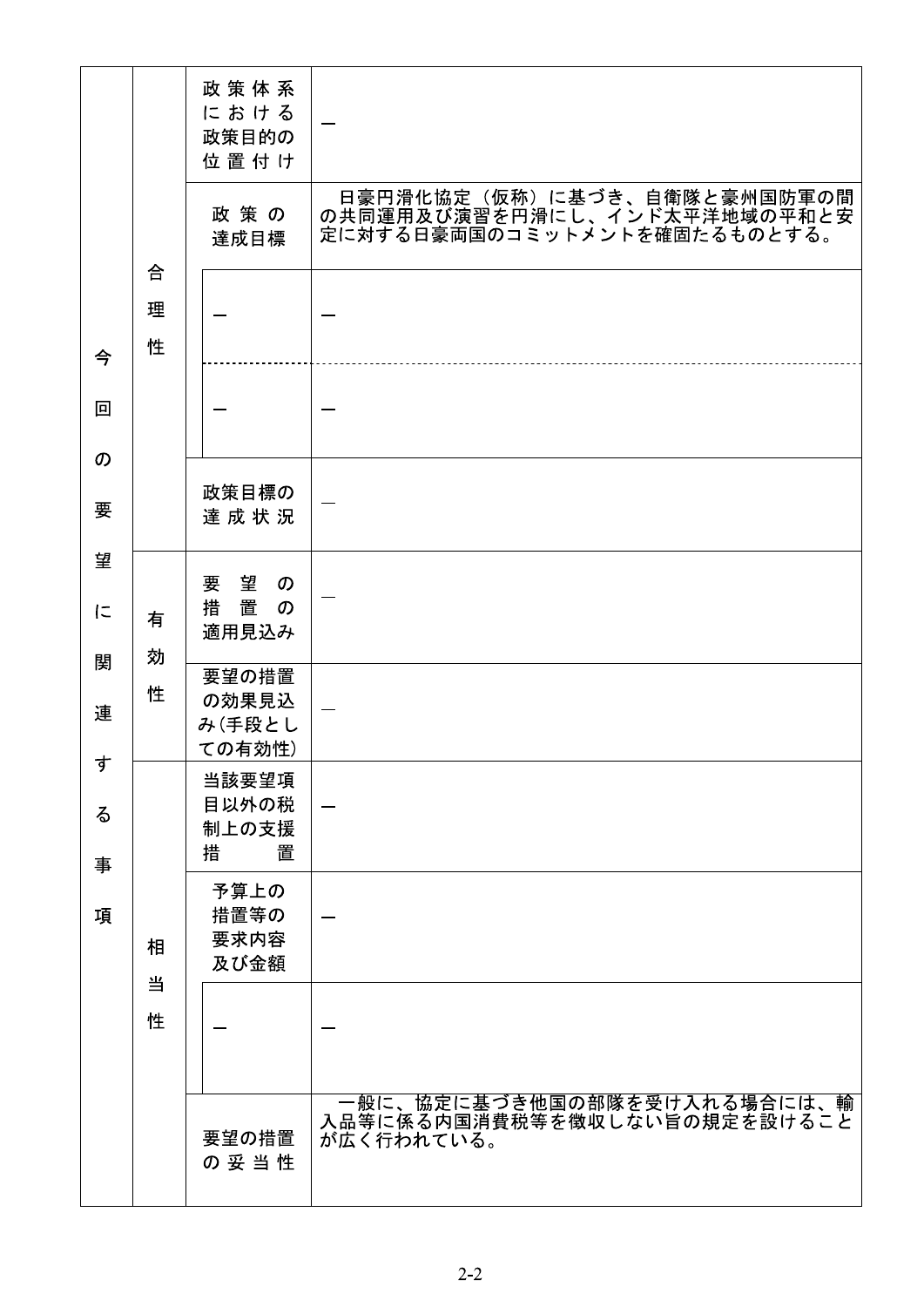| | | | |
|---|---|---|---|
| 今回の要望に関連する事項 | 合理性 | 政策体系における政策目的の位置付け | — |
| | | 政策の達成目標 | 日豪円滑化協定（仮称）に基づき、自衛隊と豪州国防軍の間の共同運用及び演習を円滑にし、インド太平洋地域の平和と安定に対する日豪両国のコミットメントを確固たるものとする。 |
| | | — | — |
| | | — | — |
| | | 政策目標の達成状況 | — |
| | 有効性 | 要望の措置の適用見込み | — |
| | | 要望の措置の効果見込み(手段としての有効性) | — |
| | 相当性 | 当該要望項目以外の税制上の支援措置 | — |
| | | 予算上の措置等の要求内容及び金額 | — |
| | | — | — |
| | | 要望の措置の妥当性 | 一般に、協定に基づき他国の部隊を受け入れる場合には、輸入品等に係る内国消費税等を徴収しない旨の規定を設けることが広く行われている。 |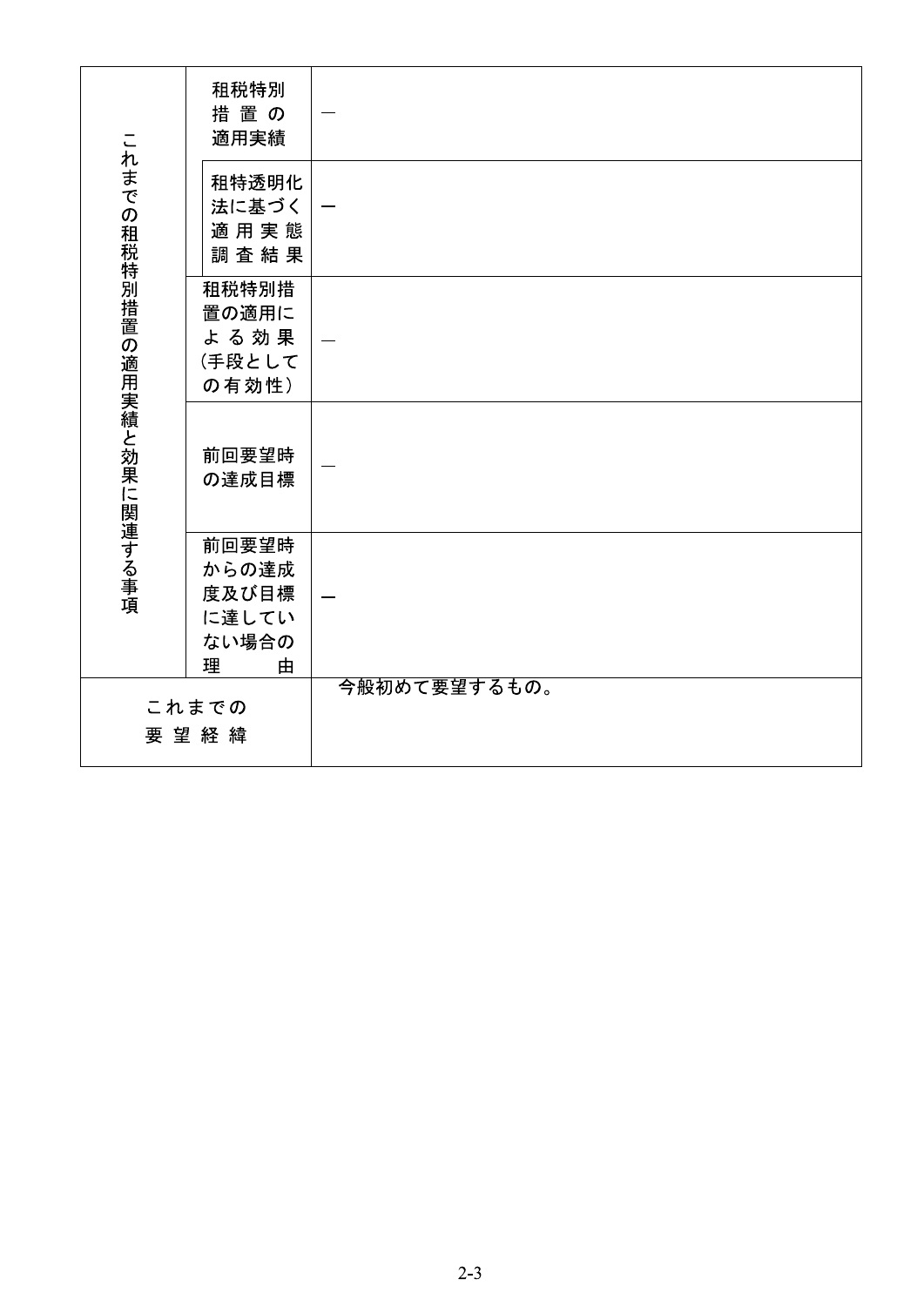| | | |
|---|---|---|
| これまでの租税特別措置の適用実績と効果に関連する事項 | 租税特別措置の適用実績 | ― |
| | 租特透明化法に基づく適用実態調査結果 | ― |
| | 租税特別措置の適用による効果（手段としての有効性） | ― |
| | 前回要望時の達成目標 | ― |
| | 前回要望時からの達成度及び目標に達していない場合の理由 | ― |
| これまでの要望経緯 | | 今般初めて要望するもの。 |